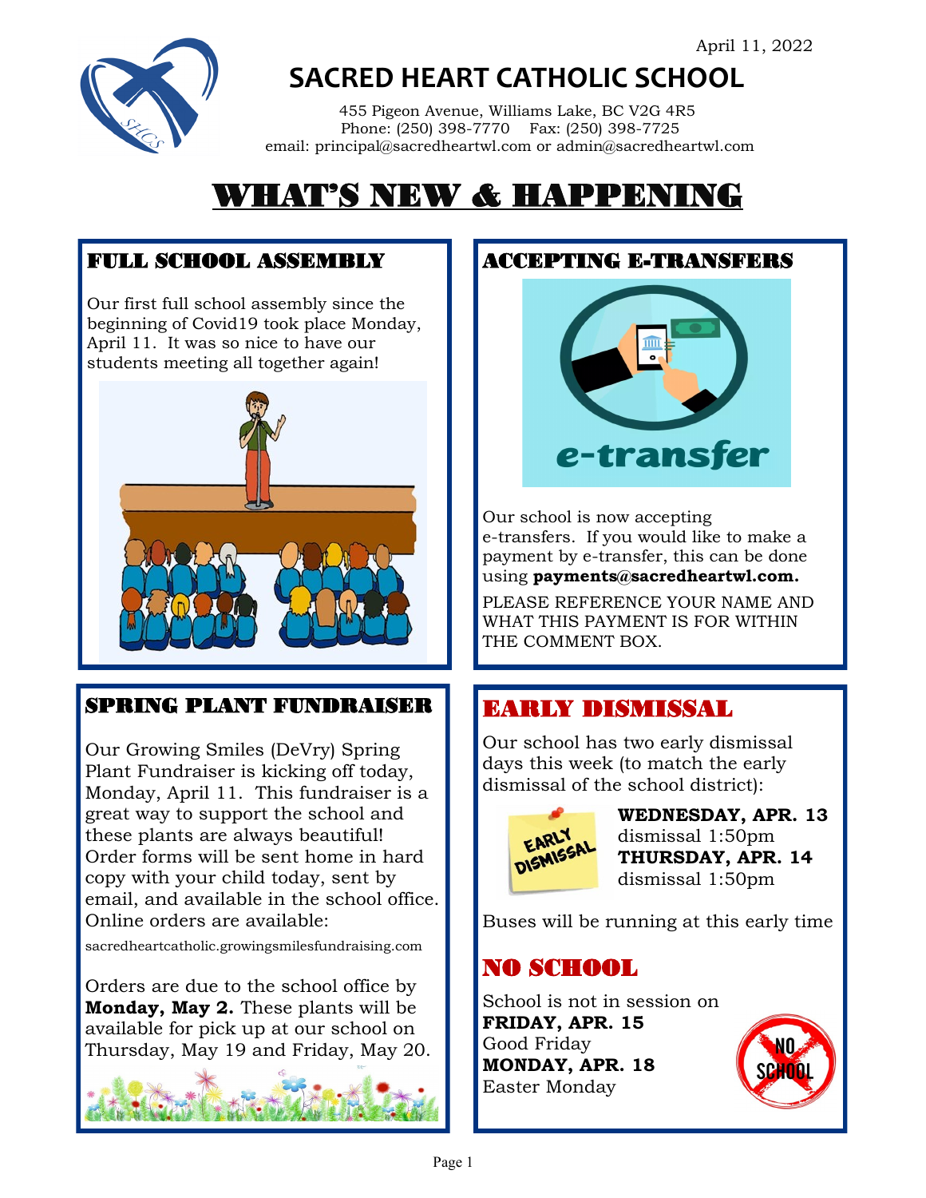April 11, 2022

# SACRED HEART CATHOLIC SCHOOL

455 Pigeon Avenue, Williams Lake, BC V2G 4R5
Phone: (250) 398-7770 Fax: (250) 398-7725
email: principal@sacredheartwl.com or admin@sacredheartwl.com

# WHAT'S NEW & HAPPENING

## FULL SCHOOL ASSEMBLY

Our first full school assembly since the beginning of Covid19 took place Monday, April 11. It was so nice to have our students meeting all together again!

## ACCEPTING E-TRANSFERS

Our school is now accepting e-transfers. If you would like to make a payment by e-transfer, this can be done using **payments@sacredheartwl.com.**

PLEASE REFERENCE YOUR NAME AND WHAT THIS PAYMENT IS FOR WITHIN THE COMMENT BOX.

## SPRING PLANT FUNDRAISER

Our Growing Smiles (DeVry) Spring Plant Fundraiser is kicking off today, Monday, April 11. This fundraiser is a great way to support the school and these plants are always beautiful! Order forms will be sent home in hard copy with your child today, sent by email, and available in the school office. Online orders are available:

sacredheartcatholic.growingsmilesfundraising.com

Orders are due to the school office by **Monday, May 2.** These plants will be available for pick up at our school on Thursday, May 19 and Friday, May 20.

## EARLY DISMISSAL

Our school has two early dismissal days this week (to match the early dismissal of the school district):

**WEDNESDAY, APR. 13**
dismissal 1:50pm
**THURSDAY, APR. 14**
dismissal 1:50pm

Buses will be running at this early time

## NO SCHOOL

School is not in session on
**FRIDAY, APR. 15**
Good Friday
**MONDAY, APR. 18**
Easter Monday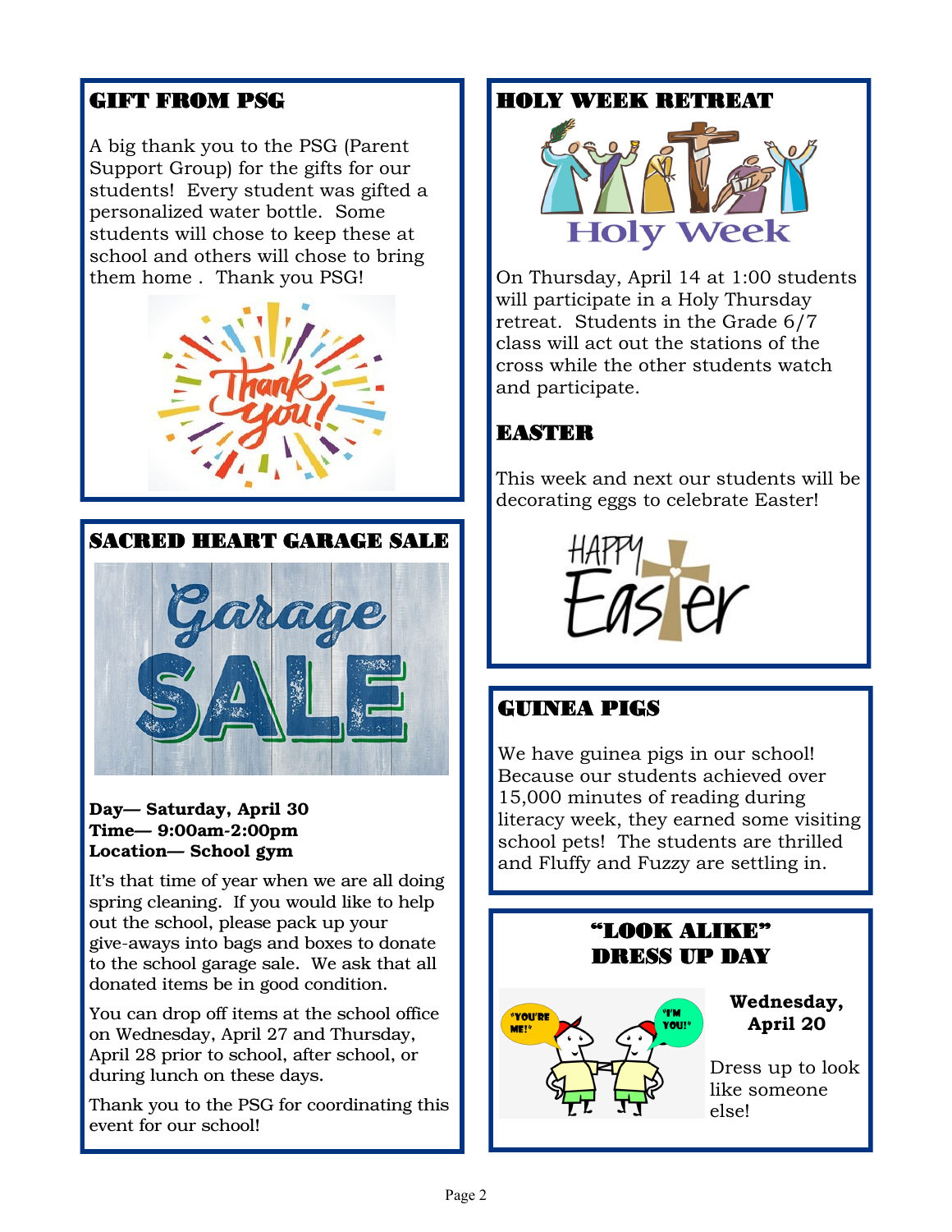## GIFT FROM PSG

A big thank you to the PSG (Parent Support Group) for the gifts for our students! Every student was gifted a personalized water bottle. Some students will chose to keep these at school and others will chose to bring them home . Thank you PSG!

## SACRED HEART GARAGE SALE

**Day— Saturday, April 30**
**Time— 9:00am-2:00pm**
**Location— School gym**

It's that time of year when we are all doing spring cleaning. If you would like to help out the school, please pack up your give-aways into bags and boxes to donate to the school garage sale. We ask that all donated items be in good condition.

You can drop off items at the school office on Wednesday, April 27 and Thursday, April 28 prior to school, after school, or during lunch on these days.

Thank you to the PSG for coordinating this event for our school!

## HOLY WEEK RETREAT

On Thursday, April 14 at 1:00 students will participate in a Holy Thursday retreat. Students in the Grade 6/7 class will act out the stations of the cross while the other students watch and participate.

## EASTER

This week and next our students will be decorating eggs to celebrate Easter!

## GUINEA PIGS

We have guinea pigs in our school! Because our students achieved over 15,000 minutes of reading during literacy week, they earned some visiting school pets! The students are thrilled and Fluffy and Fuzzy are settling in.

## "LOOK ALIKE" DRESS UP DAY

**Wednesday, April 20**

Dress up to look like someone else!